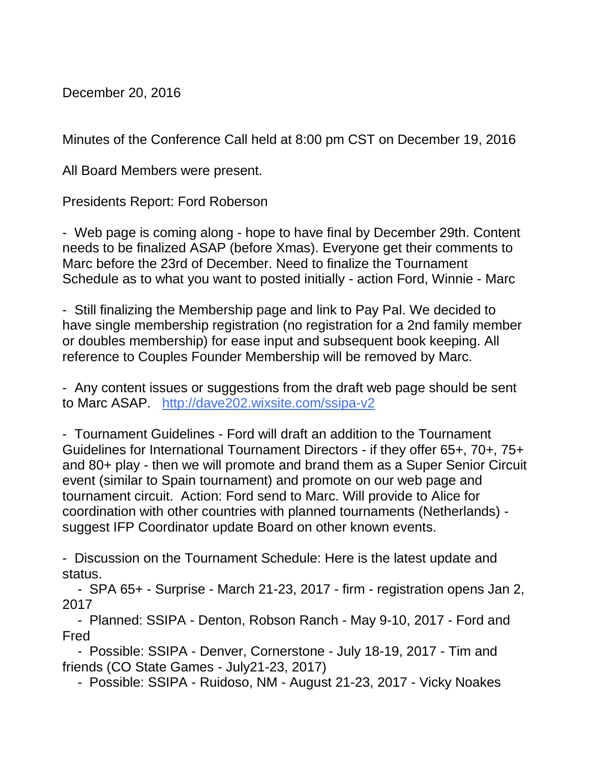December 20, 2016

Minutes of the Conference Call held at 8:00 pm CST on December 19, 2016

All Board Members were present.

Presidents Report: Ford Roberson

- Web page is coming along - hope to have final by December 29th. Content needs to be finalized ASAP (before Xmas). Everyone get their comments to Marc before the 23rd of December. Need to finalize the Tournament Schedule as to what you want to posted initially - action Ford, Winnie - Marc

- Still finalizing the Membership page and link to Pay Pal. We decided to have single membership registration (no registration for a 2nd family member or doubles membership) for ease input and subsequent book keeping. All reference to Couples Founder Membership will be removed by Marc.

- Any content issues or suggestions from the draft web page should be sent to Marc ASAP. [http://dave202.wixsite.com/ssipa-v2](http://dave202.wixsite.com/ssipa-v2)

- Tournament Guidelines - Ford will draft an addition to the Tournament Guidelines for International Tournament Directors - if they offer 65+, 70+, 75+ and 80+ play - then we will promote and brand them as a Super Senior Circuit event (similar to Spain tournament) and promote on our web page and tournament circuit. Action: Ford send to Marc. Will provide to Alice for coordination with other countries with planned tournaments (Netherlands) - suggest IFP Coordinator update Board on other known events.

- Discussion on the Tournament Schedule: Here is the latest update and status.
  - SPA 65+ - Surprise - March 21-23, 2017 - firm - registration opens Jan 2, 2017
  - Planned: SSIPA - Denton, Robson Ranch - May 9-10, 2017 - Ford and Fred
  - Possible: SSIPA - Denver, Cornerstone - July 18-19, 2017 - Tim and friends (CO State Games - July21-23, 2017)
  - Possible: SSIPA - Ruidoso, NM - August 21-23, 2017 - Vicky Noakes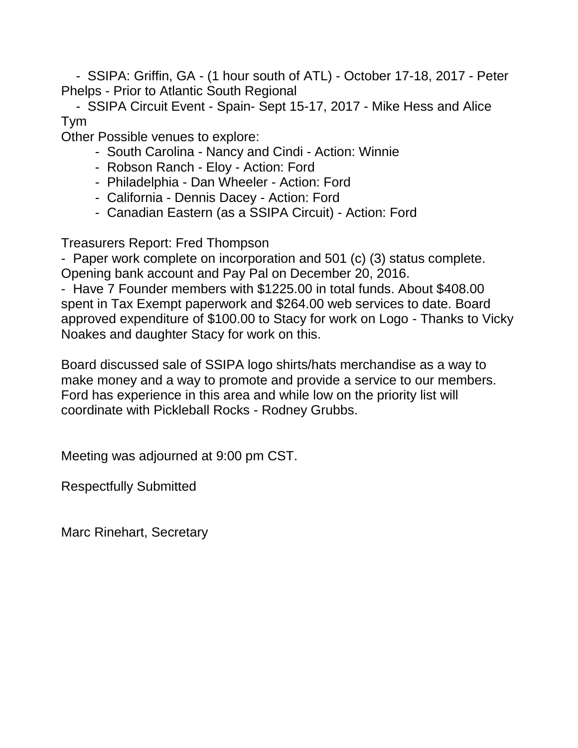- SSIPA: Griffin, GA - (1 hour south of ATL) - October 17-18, 2017 - Peter Phelps - Prior to Atlantic South Regional
- SSIPA Circuit Event - Spain- Sept 15-17, 2017 - Mike Hess and Alice Tym

Other Possible venues to explore:

- South Carolina - Nancy and Cindi - Action: Winnie
- Robson Ranch - Eloy - Action: Ford
- Philadelphia - Dan Wheeler - Action: Ford
- California - Dennis Dacey - Action: Ford
- Canadian Eastern (as a SSIPA Circuit) - Action: Ford

Treasurers Report: Fred Thompson

- Paper work complete on incorporation and 501 (c) (3) status complete. Opening bank account and Pay Pal on December 20, 2016.
- Have 7 Founder members with $1225.00 in total funds. About $408.00 spent in Tax Exempt paperwork and $264.00 web services to date. Board approved expenditure of $100.00 to Stacy for work on Logo - Thanks to Vicky Noakes and daughter Stacy for work on this.

Board discussed sale of SSIPA logo shirts/hats merchandise as a way to make money and a way to promote and provide a service to our members. Ford has experience in this area and while low on the priority list will coordinate with Pickleball Rocks - Rodney Grubbs.

Meeting was adjourned at 9:00 pm CST.

Respectfully Submitted

Marc Rinehart, Secretary